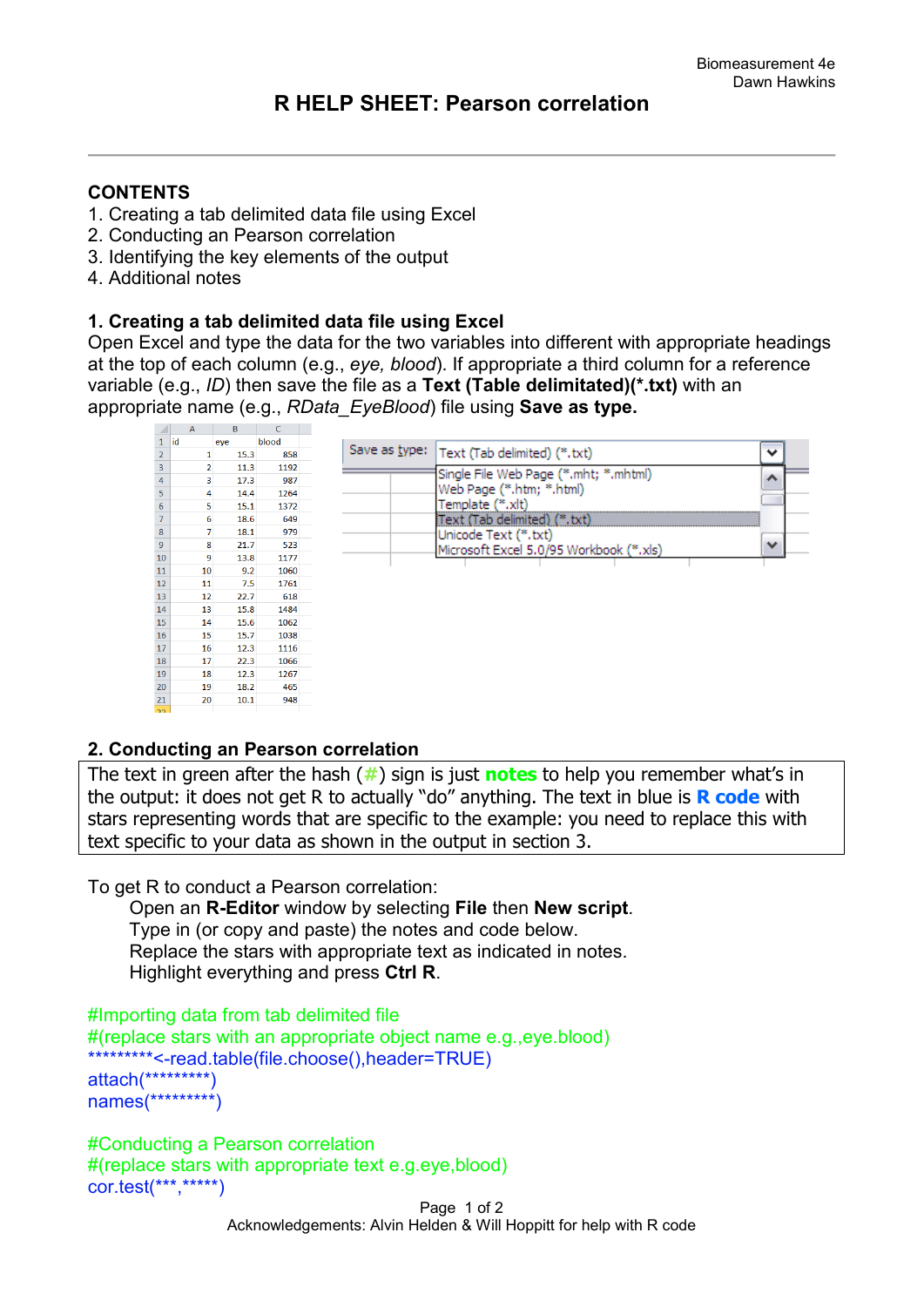R HELP SHEET: Pearson correlation

**CONTENTS**
1. Creating a tab delimited data file using Excel
2. Conducting an Pearson correlation
3. Identifying the key elements of the output
4. Additional notes

## 1. Creating a tab delimited data file using Excel

Open Excel and type the data for the two variables into different with appropriate headings at the top of each column (e.g., *eye, blood*). If appropriate a third column for a reference variable (e.g., *ID*) then save the file as a **Text (Table delimitated)(*.txt)** with an appropriate name (e.g., *RData_EyeBlood*) file using **Save as type.**

| | A | B | C |
|---|---|---|---|
| 1 | id | eye | blood |
| 2 | 1 | 15.3 | 858 |
| 3 | 2 | 11.3 | 1192 |
| 4 | 3 | 17.3 | 987 |
| 5 | 4 | 14.4 | 1264 |
| 6 | 5 | 15.1 | 1372 |
| 7 | 6 | 18.6 | 649 |
| 8 | 7 | 18.1 | 979 |
| 9 | 8 | 21.7 | 523 |
| 10 | 9 | 13.8 | 1177 |
| 11 | 10 | 9.2 | 1060 |
| 12 | 11 | 7.5 | 1761 |
| 13 | 12 | 22.7 | 618 |
| 14 | 13 | 15.8 | 1484 |
| 15 | 14 | 15.6 | 1062 |
| 16 | 15 | 15.7 | 1038 |
| 17 | 16 | 12.3 | 1116 |
| 18 | 17 | 22.3 | 1066 |
| 19 | 18 | 12.3 | 1267 |
| 20 | 19 | 18.2 | 465 |
| 21 | 20 | 10.1 | 948 |

Save as type: Text (Tab delimited) (*.txt)
- Single File Web Page (*.mht; *.mhtml)
- Web Page (*.htm; *.html)
- Template (*.xlt)
- Text (Tab delimited) (*.txt)
- Unicode Text (*.txt)
- Microsoft Excel 5.0/95 Workbook (*.xls)

## 2. Conducting an Pearson correlation

The text in green after the hash (#) sign is just **notes** to help you remember what's in the output: it does not get R to actually "do" anything. The text in blue is **R code** with stars representing words that are specific to the example: you need to replace this with text specific to your data as shown in the output in section 3.

To get R to conduct a Pearson correlation:
- Open an **R-Editor** window by selecting **File** then **New script**.
- Type in (or copy and paste) the notes and code below.
- Replace the stars with appropriate text as indicated in notes.
- Highlight everything and press **Ctrl R**.

```
#Importing data from tab delimited file
#(replace stars with an appropriate object name e.g.,eye.blood)
*********<-read.table(file.choose(),header=TRUE)
attach(*********)
names(*********)

#Conducting a Pearson correlation
#(replace stars with appropriate text e.g.eye,blood)
cor.test(***,*****)
```

Acknowledgements: Alvin Helden & Will Hoppitt for help with R code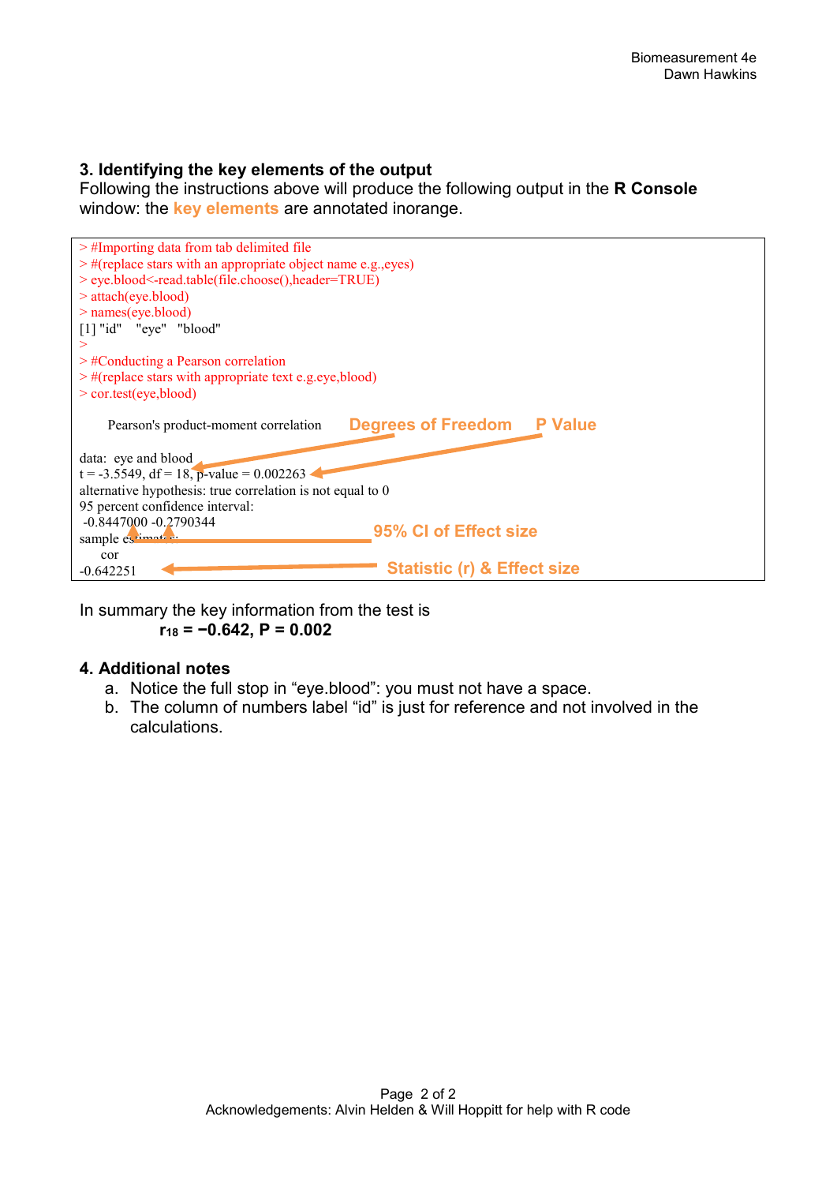### 3. Identifying the key elements of the output

Following the instructions above will produce the following output in the **R Console** window: the **key elements** are annotated inorange.

```
> #Importing data from tab delimited file
> #(replace stars with an appropriate object name e.g.,eyes)
> eye.blood<-read.table(file.choose(),header=TRUE)
> attach(eye.blood)
> names(eye.blood)
[1] "id"    "eye"   "blood"
>
> #Conducting a Pearson correlation
> #(replace stars with appropriate text e.g.eye,blood)
> cor.test(eye,blood)

        Pearson's product-moment correlation

data:  eye and blood
t = -3.5549, df = 18, p-value = 0.002263
alternative hypothesis: true correlation is not equal to 0
95 percent confidence interval:
 -0.8447000 -0.2790344
sample estimates:
      cor
-0.642251
```

Annotations: **Degrees of Freedom** (df = 18); **P Value** (p-value = 0.002263); **95% CI of Effect size** (-0.8447000 -0.2790344); **Statistic (r) & Effect size** (-0.642251)

In summary the key information from the test is

**$r_{18} = -0.642$, P = 0.002**

### 4. Additional notes

a. Notice the full stop in "eye.blood": you must not have a space.
b. The column of numbers label "id" is just for reference and not involved in the calculations.

Acknowledgements: Alvin Helden & Will Hoppitt for help with R code